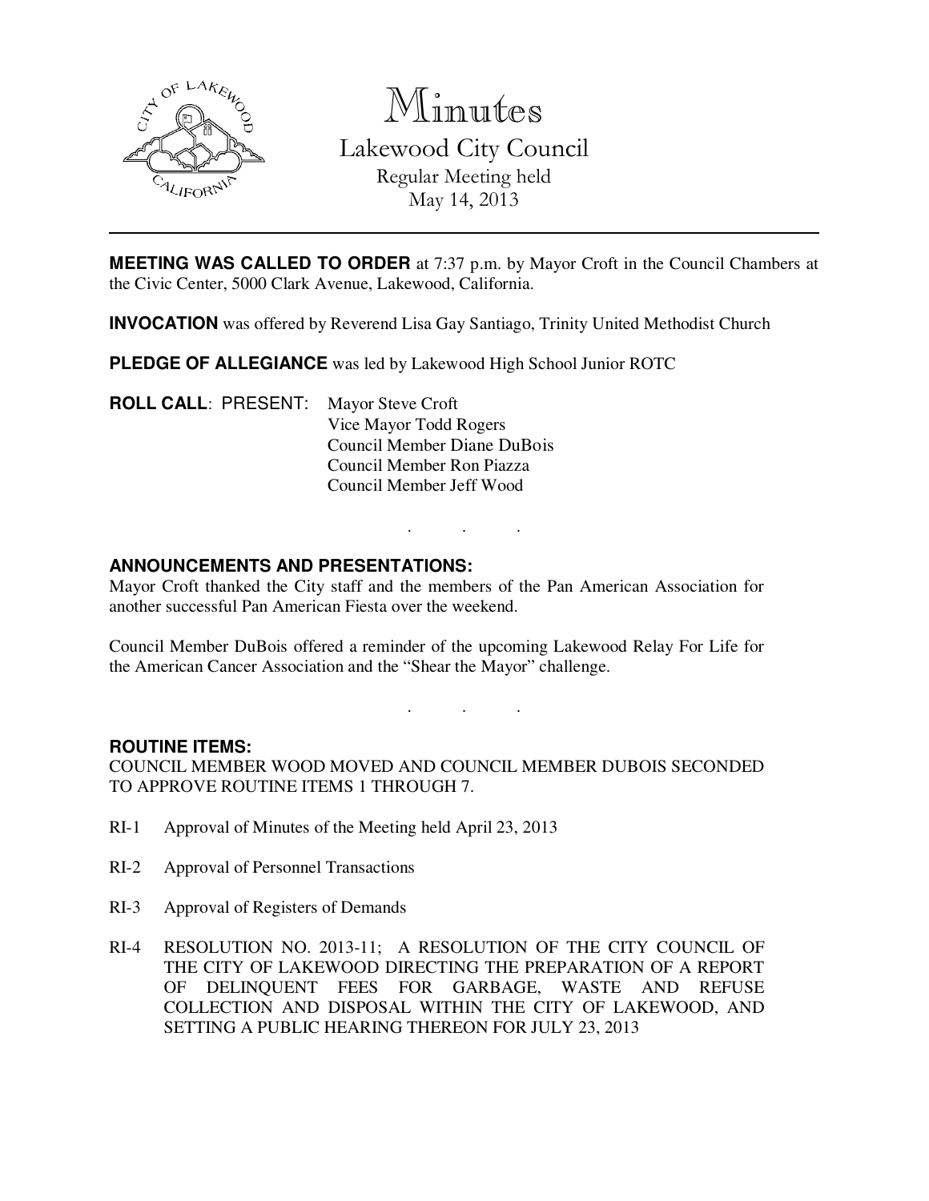# Minutes

## Lakewood City Council

Regular Meeting held
May 14, 2013

---

**MEETING WAS CALLED TO ORDER** at 7:37 p.m. by Mayor Croft in the Council Chambers at the Civic Center, 5000 Clark Avenue, Lakewood, California.

**INVOCATION** was offered by Reverend Lisa Gay Santiago, Trinity United Methodist Church

**PLEDGE OF ALLEGIANCE** was led by Lakewood High School Junior ROTC

**ROLL CALL**: PRESENT:
Mayor Steve Croft
Vice Mayor Todd Rogers
Council Member Diane DuBois
Council Member Ron Piazza
Council Member Jeff Wood

. . .

**ANNOUNCEMENTS AND PRESENTATIONS:**

Mayor Croft thanked the City staff and the members of the Pan American Association for another successful Pan American Fiesta over the weekend.

Council Member DuBois offered a reminder of the upcoming Lakewood Relay For Life for the American Cancer Association and the "Shear the Mayor" challenge.

. . .

**ROUTINE ITEMS:**

COUNCIL MEMBER WOOD MOVED AND COUNCIL MEMBER DUBOIS SECONDED TO APPROVE ROUTINE ITEMS 1 THROUGH 7.

RI-1 Approval of Minutes of the Meeting held April 23, 2013

RI-2 Approval of Personnel Transactions

RI-3 Approval of Registers of Demands

RI-4 RESOLUTION NO. 2013-11; A RESOLUTION OF THE CITY COUNCIL OF THE CITY OF LAKEWOOD DIRECTING THE PREPARATION OF A REPORT OF DELINQUENT FEES FOR GARBAGE, WASTE AND REFUSE COLLECTION AND DISPOSAL WITHIN THE CITY OF LAKEWOOD, AND SETTING A PUBLIC HEARING THEREON FOR JULY 23, 2013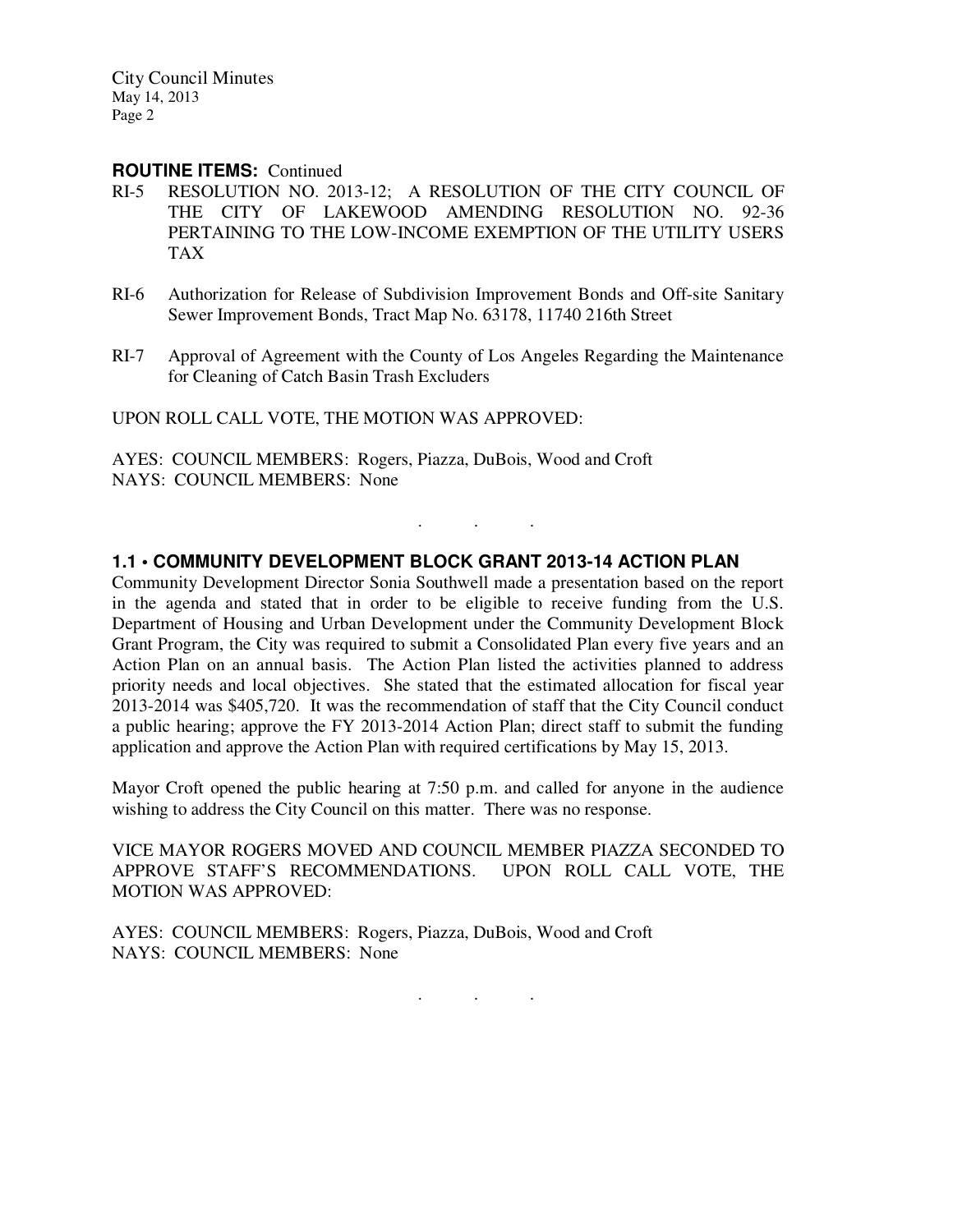**ROUTINE ITEMS:** Continued

RI-5 RESOLUTION NO. 2013-12; A RESOLUTION OF THE CITY COUNCIL OF THE CITY OF LAKEWOOD AMENDING RESOLUTION NO. 92-36 PERTAINING TO THE LOW-INCOME EXEMPTION OF THE UTILITY USERS TAX

RI-6 Authorization for Release of Subdivision Improvement Bonds and Off-site Sanitary Sewer Improvement Bonds, Tract Map No. 63178, 11740 216th Street

RI-7 Approval of Agreement with the County of Los Angeles Regarding the Maintenance for Cleaning of Catch Basin Trash Excluders

UPON ROLL CALL VOTE, THE MOTION WAS APPROVED:

AYES: COUNCIL MEMBERS: Rogers, Piazza, DuBois, Wood and Croft
NAYS: COUNCIL MEMBERS: None

. . .

**1.1 • COMMUNITY DEVELOPMENT BLOCK GRANT 2013-14 ACTION PLAN**

Community Development Director Sonia Southwell made a presentation based on the report in the agenda and stated that in order to be eligible to receive funding from the U.S. Department of Housing and Urban Development under the Community Development Block Grant Program, the City was required to submit a Consolidated Plan every five years and an Action Plan on an annual basis. The Action Plan listed the activities planned to address priority needs and local objectives. She stated that the estimated allocation for fiscal year 2013-2014 was $405,720. It was the recommendation of staff that the City Council conduct a public hearing; approve the FY 2013-2014 Action Plan; direct staff to submit the funding application and approve the Action Plan with required certifications by May 15, 2013.

Mayor Croft opened the public hearing at 7:50 p.m. and called for anyone in the audience wishing to address the City Council on this matter. There was no response.

VICE MAYOR ROGERS MOVED AND COUNCIL MEMBER PIAZZA SECONDED TO APPROVE STAFF'S RECOMMENDATIONS. UPON ROLL CALL VOTE, THE MOTION WAS APPROVED:

AYES: COUNCIL MEMBERS: Rogers, Piazza, DuBois, Wood and Croft
NAYS: COUNCIL MEMBERS: None

. . .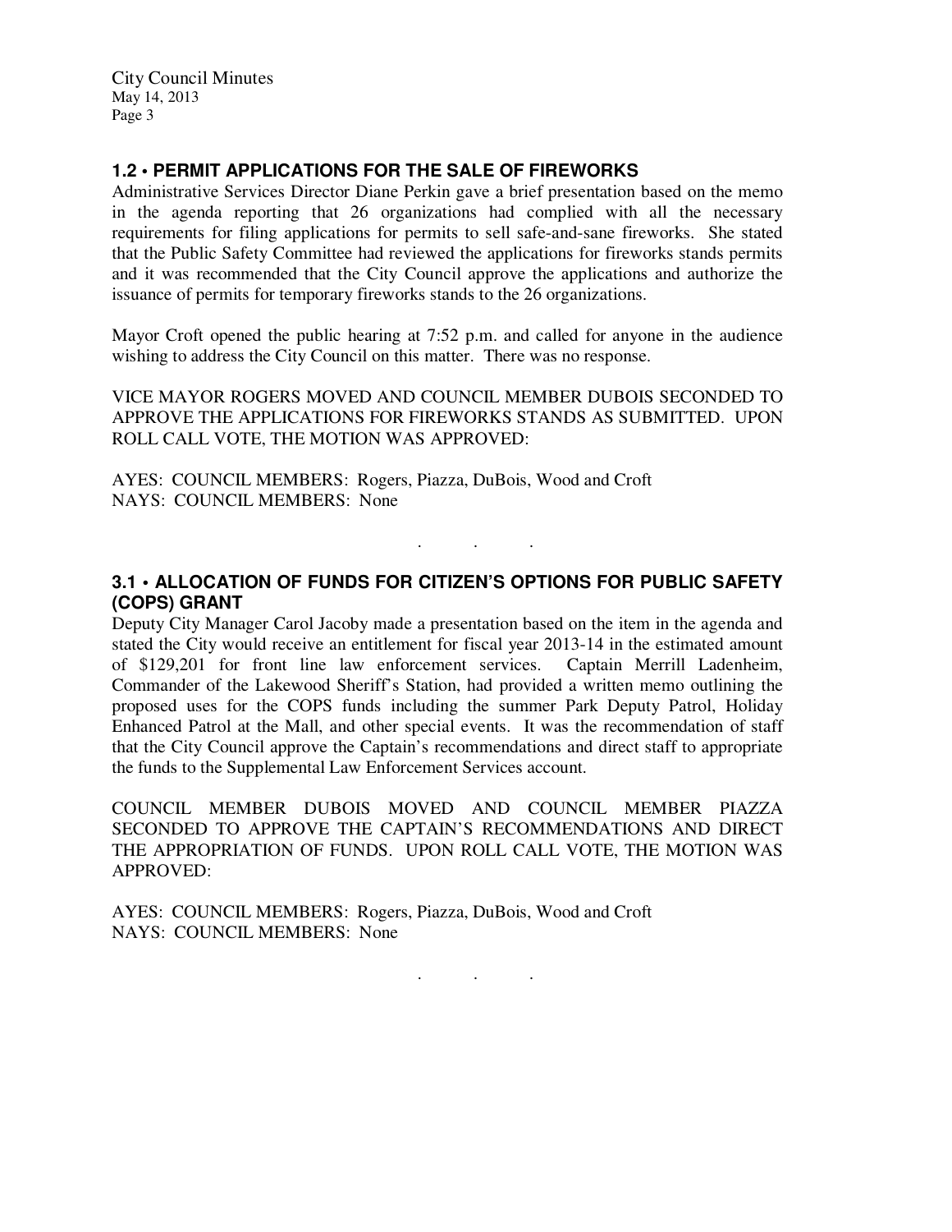## 1.2 • PERMIT APPLICATIONS FOR THE SALE OF FIREWORKS

Administrative Services Director Diane Perkin gave a brief presentation based on the memo in the agenda reporting that 26 organizations had complied with all the necessary requirements for filing applications for permits to sell safe-and-sane fireworks. She stated that the Public Safety Committee had reviewed the applications for fireworks stands permits and it was recommended that the City Council approve the applications and authorize the issuance of permits for temporary fireworks stands to the 26 organizations.

Mayor Croft opened the public hearing at 7:52 p.m. and called for anyone in the audience wishing to address the City Council on this matter. There was no response.

VICE MAYOR ROGERS MOVED AND COUNCIL MEMBER DUBOIS SECONDED TO APPROVE THE APPLICATIONS FOR FIREWORKS STANDS AS SUBMITTED. UPON ROLL CALL VOTE, THE MOTION WAS APPROVED:

AYES: COUNCIL MEMBERS: Rogers, Piazza, DuBois, Wood and Croft
NAYS: COUNCIL MEMBERS: None

. . .

## 3.1 • ALLOCATION OF FUNDS FOR CITIZEN'S OPTIONS FOR PUBLIC SAFETY (COPS) GRANT

Deputy City Manager Carol Jacoby made a presentation based on the item in the agenda and stated the City would receive an entitlement for fiscal year 2013-14 in the estimated amount of $129,201 for front line law enforcement services. Captain Merrill Ladenheim, Commander of the Lakewood Sheriff's Station, had provided a written memo outlining the proposed uses for the COPS funds including the summer Park Deputy Patrol, Holiday Enhanced Patrol at the Mall, and other special events. It was the recommendation of staff that the City Council approve the Captain's recommendations and direct staff to appropriate the funds to the Supplemental Law Enforcement Services account.

COUNCIL MEMBER DUBOIS MOVED AND COUNCIL MEMBER PIAZZA SECONDED TO APPROVE THE CAPTAIN'S RECOMMENDATIONS AND DIRECT THE APPROPRIATION OF FUNDS. UPON ROLL CALL VOTE, THE MOTION WAS APPROVED:

AYES: COUNCIL MEMBERS: Rogers, Piazza, DuBois, Wood and Croft
NAYS: COUNCIL MEMBERS: None

. . .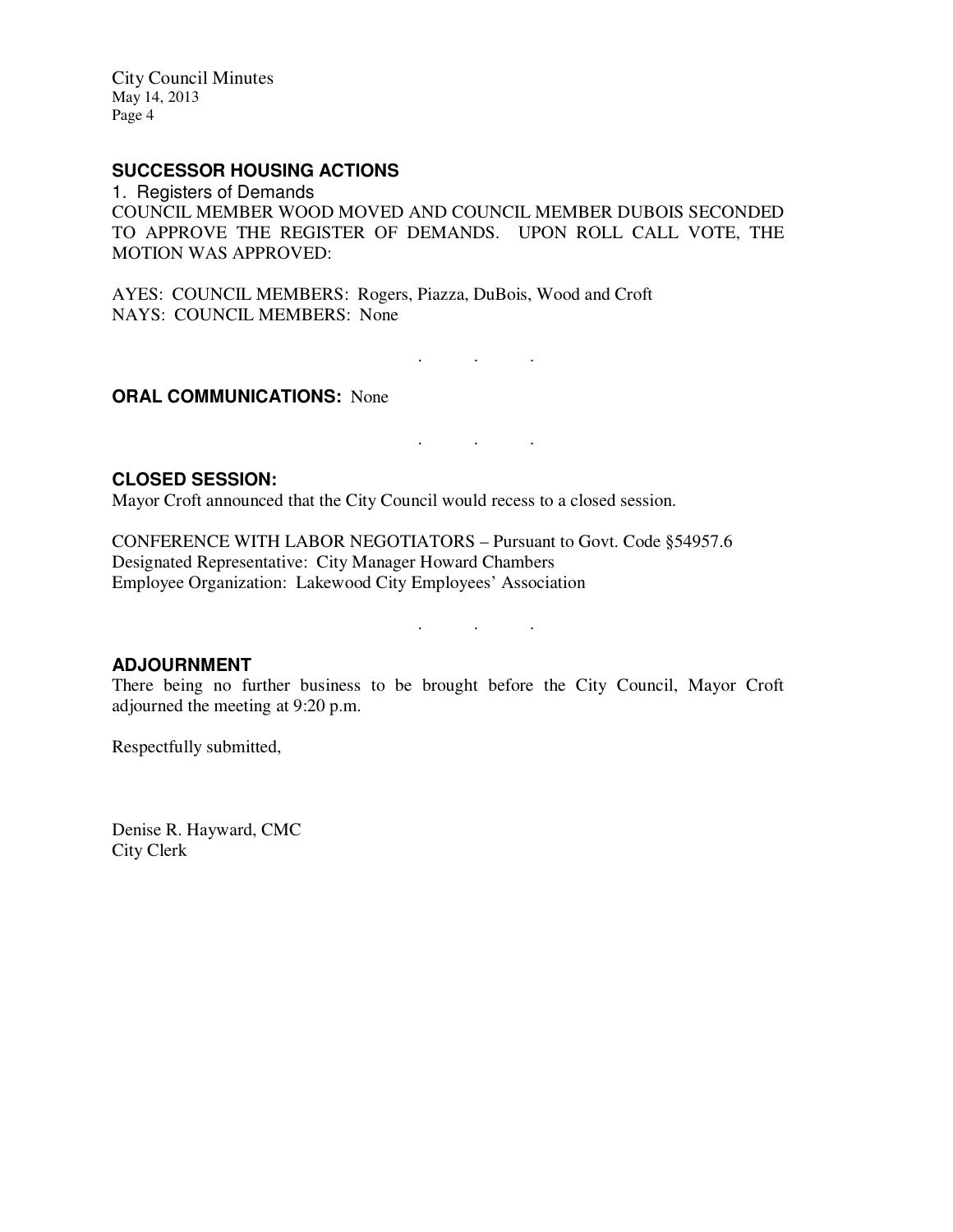**SUCCESSOR HOUSING ACTIONS**

1. Registers of Demands

COUNCIL MEMBER WOOD MOVED AND COUNCIL MEMBER DUBOIS SECONDED TO APPROVE THE REGISTER OF DEMANDS. UPON ROLL CALL VOTE, THE MOTION WAS APPROVED:

AYES: COUNCIL MEMBERS: Rogers, Piazza, DuBois, Wood and Croft
NAYS: COUNCIL MEMBERS: None

. . .

**ORAL COMMUNICATIONS:** None

. . .

**CLOSED SESSION:**

Mayor Croft announced that the City Council would recess to a closed session.

CONFERENCE WITH LABOR NEGOTIATORS – Pursuant to Govt. Code §54957.6
Designated Representative: City Manager Howard Chambers
Employee Organization: Lakewood City Employees' Association

. . .

**ADJOURNMENT**

There being no further business to be brought before the City Council, Mayor Croft adjourned the meeting at 9:20 p.m.

Respectfully submitted,

Denise R. Hayward, CMC
City Clerk